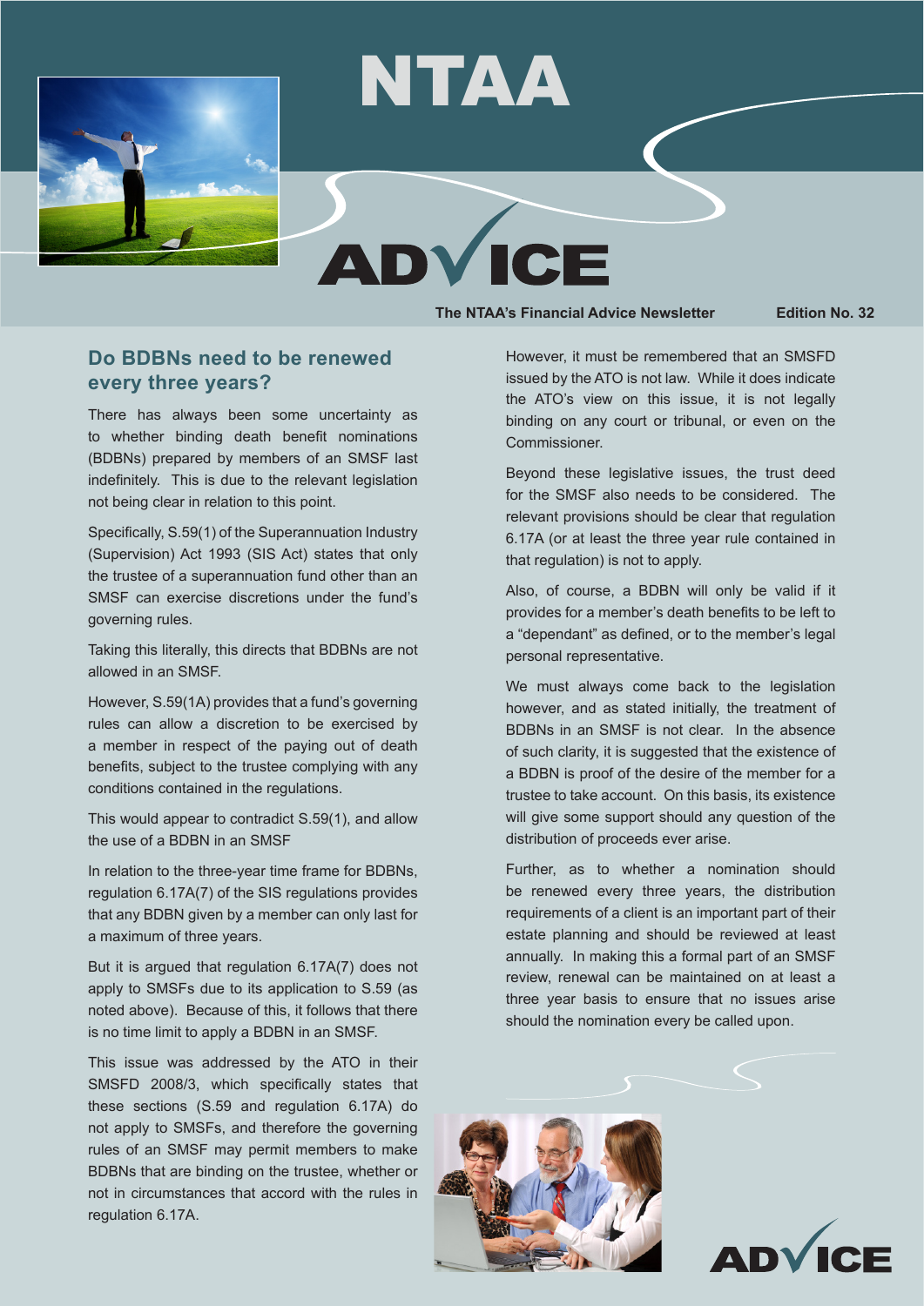# NTAA ADVICE

The NTAA's Financial Advice Newsletter    Edition No. 32

## Do BDBNs need to be renewed every three years?

There has always been some uncertainty as to whether binding death benefit nominations (BDBNs) prepared by members of an SMSF last indefinitely. This is due to the relevant legislation not being clear in relation to this point.

Specifically, S.59(1) of the Superannuation Industry (Supervision) Act 1993 (SIS Act) states that only the trustee of a superannuation fund other than an SMSF can exercise discretions under the fund's governing rules.

Taking this literally, this directs that BDBNs are not allowed in an SMSF.

However, S.59(1A) provides that a fund's governing rules can allow a discretion to be exercised by a member in respect of the paying out of death benefits, subject to the trustee complying with any conditions contained in the regulations.

This would appear to contradict S.59(1), and allow the use of a BDBN in an SMSF

In relation to the three-year time frame for BDBNs, regulation 6.17A(7) of the SIS regulations provides that any BDBN given by a member can only last for a maximum of three years.

But it is argued that regulation 6.17A(7) does not apply to SMSFs due to its application to S.59 (as noted above). Because of this, it follows that there is no time limit to apply a BDBN in an SMSF.

This issue was addressed by the ATO in their SMSFD 2008/3, which specifically states that these sections (S.59 and regulation 6.17A) do not apply to SMSFs, and therefore the governing rules of an SMSF may permit members to make BDBNs that are binding on the trustee, whether or not in circumstances that accord with the rules in regulation 6.17A.

However, it must be remembered that an SMSFD issued by the ATO is not law. While it does indicate the ATO's view on this issue, it is not legally binding on any court or tribunal, or even on the Commissioner.

Beyond these legislative issues, the trust deed for the SMSF also needs to be considered. The relevant provisions should be clear that regulation 6.17A (or at least the three year rule contained in that regulation) is not to apply.

Also, of course, a BDBN will only be valid if it provides for a member's death benefits to be left to a "dependant" as defined, or to the member's legal personal representative.

We must always come back to the legislation however, and as stated initially, the treatment of BDBNs in an SMSF is not clear. In the absence of such clarity, it is suggested that the existence of a BDBN is proof of the desire of the member for a trustee to take account. On this basis, its existence will give some support should any question of the distribution of proceeds ever arise.

Further, as to whether a nomination should be renewed every three years, the distribution requirements of a client is an important part of their estate planning and should be reviewed at least annually. In making this a formal part of an SMSF review, renewal can be maintained on at least a three year basis to ensure that no issues arise should the nomination every be called upon.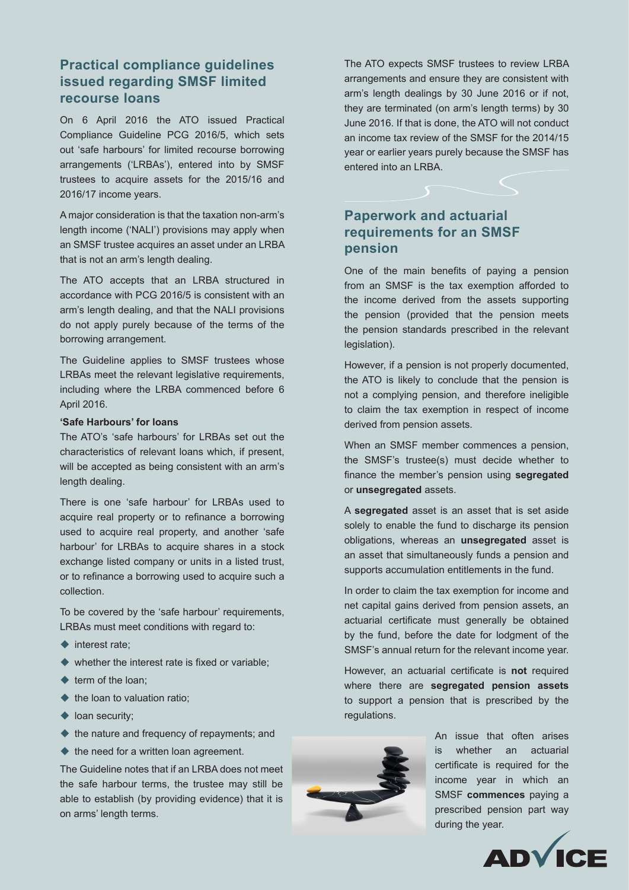## Practical compliance guidelines issued regarding SMSF limited recourse loans

On 6 April 2016 the ATO issued Practical Compliance Guideline PCG 2016/5, which sets out 'safe harbours' for limited recourse borrowing arrangements ('LRBAs'), entered into by SMSF trustees to acquire assets for the 2015/16 and 2016/17 income years.

A major consideration is that the taxation non-arm's length income ('NALI') provisions may apply when an SMSF trustee acquires an asset under an LRBA that is not an arm's length dealing.

The ATO accepts that an LRBA structured in accordance with PCG 2016/5 is consistent with an arm's length dealing, and that the NALI provisions do not apply purely because of the terms of the borrowing arrangement.

The Guideline applies to SMSF trustees whose LRBAs meet the relevant legislative requirements, including where the LRBA commenced before 6 April 2016.

**'Safe Harbours' for loans**

The ATO's 'safe harbours' for LRBAs set out the characteristics of relevant loans which, if present, will be accepted as being consistent with an arm's length dealing.

There is one 'safe harbour' for LRBAs used to acquire real property or to refinance a borrowing used to acquire real property, and another 'safe harbour' for LRBAs to acquire shares in a stock exchange listed company or units in a listed trust, or to refinance a borrowing used to acquire such a collection.

To be covered by the 'safe harbour' requirements, LRBAs must meet conditions with regard to:

- interest rate;
- whether the interest rate is fixed or variable;
- term of the loan;
- the loan to valuation ratio;
- loan security;
- the nature and frequency of repayments; and
- the need for a written loan agreement.

The Guideline notes that if an LRBA does not meet the safe harbour terms, the trustee may still be able to establish (by providing evidence) that it is on arms' length terms.

The ATO expects SMSF trustees to review LRBA arrangements and ensure they are consistent with arm's length dealings by 30 June 2016 or if not, they are terminated (on arm's length terms) by 30 June 2016. If that is done, the ATO will not conduct an income tax review of the SMSF for the 2014/15 year or earlier years purely because the SMSF has entered into an LRBA.

## Paperwork and actuarial requirements for an SMSF pension

One of the main benefits of paying a pension from an SMSF is the tax exemption afforded to the income derived from the assets supporting the pension (provided that the pension meets the pension standards prescribed in the relevant legislation).

However, if a pension is not properly documented, the ATO is likely to conclude that the pension is not a complying pension, and therefore ineligible to claim the tax exemption in respect of income derived from pension assets.

When an SMSF member commences a pension, the SMSF's trustee(s) must decide whether to finance the member's pension using **segregated** or **unsegregated** assets.

A **segregated** asset is an asset that is set aside solely to enable the fund to discharge its pension obligations, whereas an **unsegregated** asset is an asset that simultaneously funds a pension and supports accumulation entitlements in the fund.

In order to claim the tax exemption for income and net capital gains derived from pension assets, an actuarial certificate must generally be obtained by the fund, before the date for lodgment of the SMSF's annual return for the relevant income year.

However, an actuarial certificate is **not** required where there are **segregated pension assets** to support a pension that is prescribed by the regulations.

An issue that often arises is whether an actuarial certificate is required for the income year in which an SMSF **commences** paying a prescribed pension part way during the year.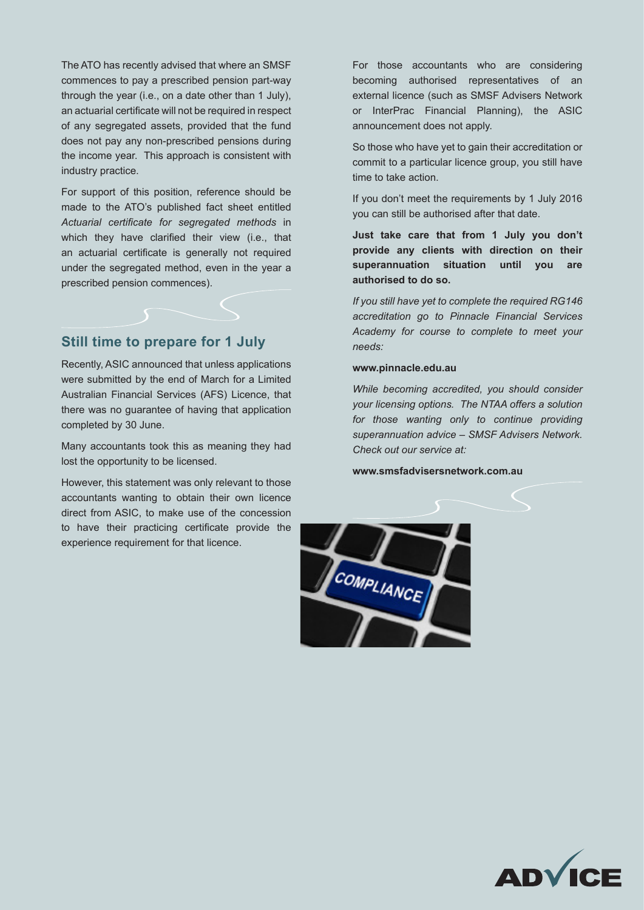The ATO has recently advised that where an SMSF commences to pay a prescribed pension part-way through the year (i.e., on a date other than 1 July), an actuarial certificate will not be required in respect of any segregated assets, provided that the fund does not pay any non-prescribed pensions during the income year. This approach is consistent with industry practice.

For support of this position, reference should be made to the ATO's published fact sheet entitled *Actuarial certificate for segregated methods* in which they have clarified their view (i.e., that an actuarial certificate is generally not required under the segregated method, even in the year a prescribed pension commences).

## Still time to prepare for 1 July

Recently, ASIC announced that unless applications were submitted by the end of March for a Limited Australian Financial Services (AFS) Licence, that there was no guarantee of having that application completed by 30 June.

Many accountants took this as meaning they had lost the opportunity to be licensed.

However, this statement was only relevant to those accountants wanting to obtain their own licence direct from ASIC, to make use of the concession to have their practicing certificate provide the experience requirement for that licence.

For those accountants who are considering becoming authorised representatives of an external licence (such as SMSF Advisers Network or InterPrac Financial Planning), the ASIC announcement does not apply.

So those who have yet to gain their accreditation or commit to a particular licence group, you still have time to take action.

If you don't meet the requirements by 1 July 2016 you can still be authorised after that date.

**Just take care that from 1 July you don't provide any clients with direction on their superannuation situation until you are authorised to do so.**

*If you still have yet to complete the required RG146 accreditation go to Pinnacle Financial Services Academy for course to complete to meet your needs:*

**www.pinnacle.edu.au**

*While becoming accredited, you should consider your licensing options. The NTAA offers a solution for those wanting only to continue providing superannuation advice – SMSF Advisers Network. Check out our service at:*

**www.smsfadvisersnetwork.com.au**